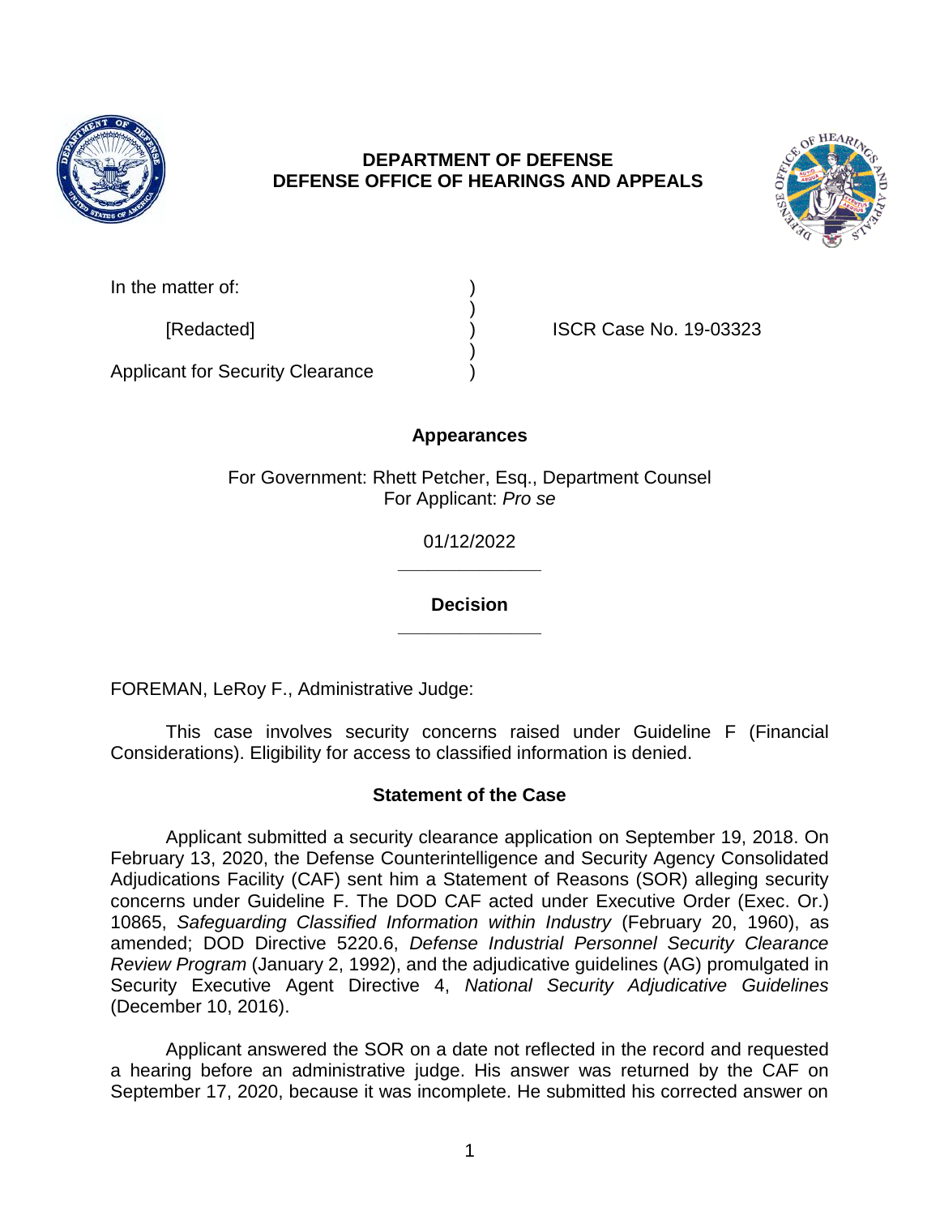**DEPARTMENT OF DEFENSE**
**DEFENSE OFFICE OF HEARINGS AND APPEALS**

| | | |
|---|---|---|
| In the matter of: | ) | |
| | ) | |
| [Redacted] | ) | ISCR Case No. 19-03323 |
| | ) | |
| Applicant for Security Clearance | ) | |

**Appearances**

For Government: Rhett Petcher, Esq., Department Counsel
For Applicant: *Pro se*

01/12/2022

______________

**Decision**

______________

FOREMAN, LeRoy F., Administrative Judge:

This case involves security concerns raised under Guideline F (Financial Considerations). Eligibility for access to classified information is denied.

## Statement of the Case

Applicant submitted a security clearance application on September 19, 2018. On February 13, 2020, the Defense Counterintelligence and Security Agency Consolidated Adjudications Facility (CAF) sent him a Statement of Reasons (SOR) alleging security concerns under Guideline F. The DOD CAF acted under Executive Order (Exec. Or.) 10865, *Safeguarding Classified Information within Industry* (February 20, 1960), as amended; DOD Directive 5220.6, *Defense Industrial Personnel Security Clearance Review Program* (January 2, 1992), and the adjudicative guidelines (AG) promulgated in Security Executive Agent Directive 4, *National Security Adjudicative Guidelines* (December 10, 2016).

Applicant answered the SOR on a date not reflected in the record and requested a hearing before an administrative judge. His answer was returned by the CAF on September 17, 2020, because it was incomplete. He submitted his corrected answer on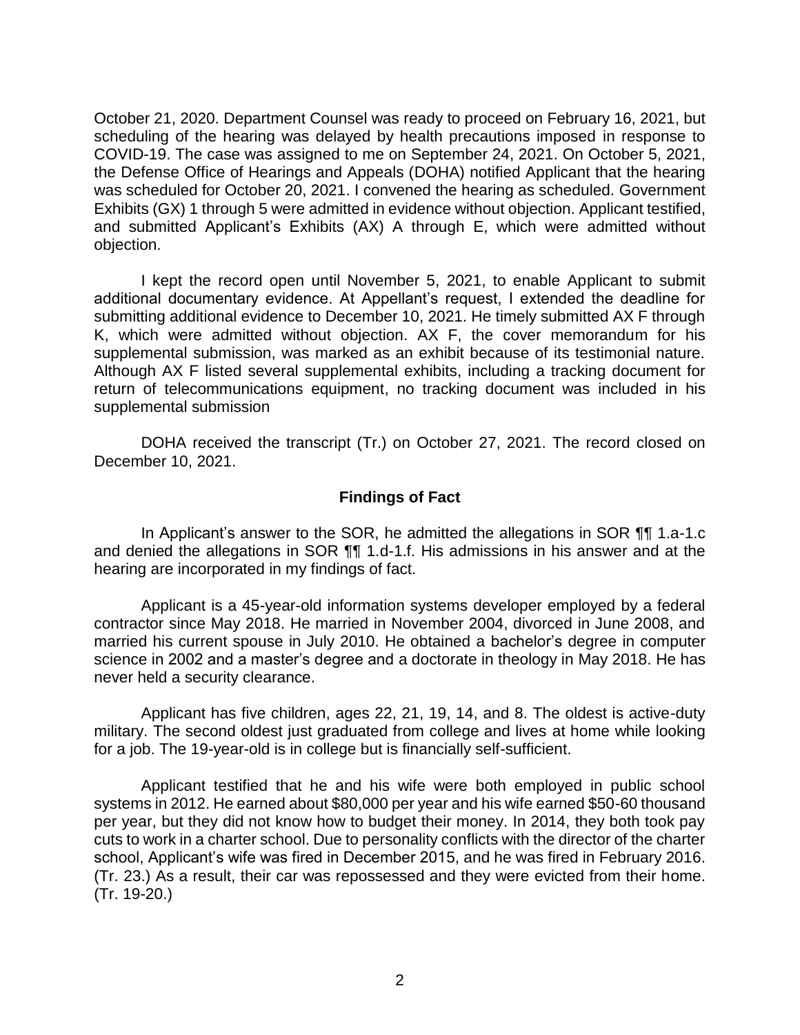October 21, 2020. Department Counsel was ready to proceed on February 16, 2021, but scheduling of the hearing was delayed by health precautions imposed in response to COVID-19. The case was assigned to me on September 24, 2021. On October 5, 2021, the Defense Office of Hearings and Appeals (DOHA) notified Applicant that the hearing was scheduled for October 20, 2021. I convened the hearing as scheduled. Government Exhibits (GX) 1 through 5 were admitted in evidence without objection. Applicant testified, and submitted Applicant's Exhibits (AX) A through E, which were admitted without objection.

I kept the record open until November 5, 2021, to enable Applicant to submit additional documentary evidence. At Appellant's request, I extended the deadline for submitting additional evidence to December 10, 2021. He timely submitted AX F through K, which were admitted without objection. AX F, the cover memorandum for his supplemental submission, was marked as an exhibit because of its testimonial nature. Although AX F listed several supplemental exhibits, including a tracking document for return of telecommunications equipment, no tracking document was included in his supplemental submission

DOHA received the transcript (Tr.) on October 27, 2021. The record closed on December 10, 2021.

## Findings of Fact

In Applicant's answer to the SOR, he admitted the allegations in SOR ¶¶ 1.a-1.c and denied the allegations in SOR ¶¶ 1.d-1.f. His admissions in his answer and at the hearing are incorporated in my findings of fact.

Applicant is a 45-year-old information systems developer employed by a federal contractor since May 2018. He married in November 2004, divorced in June 2008, and married his current spouse in July 2010. He obtained a bachelor's degree in computer science in 2002 and a master's degree and a doctorate in theology in May 2018. He has never held a security clearance.

Applicant has five children, ages 22, 21, 19, 14, and 8. The oldest is active-duty military. The second oldest just graduated from college and lives at home while looking for a job. The 19-year-old is in college but is financially self-sufficient.

Applicant testified that he and his wife were both employed in public school systems in 2012. He earned about $80,000 per year and his wife earned $50-60 thousand per year, but they did not know how to budget their money. In 2014, they both took pay cuts to work in a charter school. Due to personality conflicts with the director of the charter school, Applicant's wife was fired in December 2015, and he was fired in February 2016. (Tr. 23.) As a result, their car was repossessed and they were evicted from their home. (Tr. 19-20.)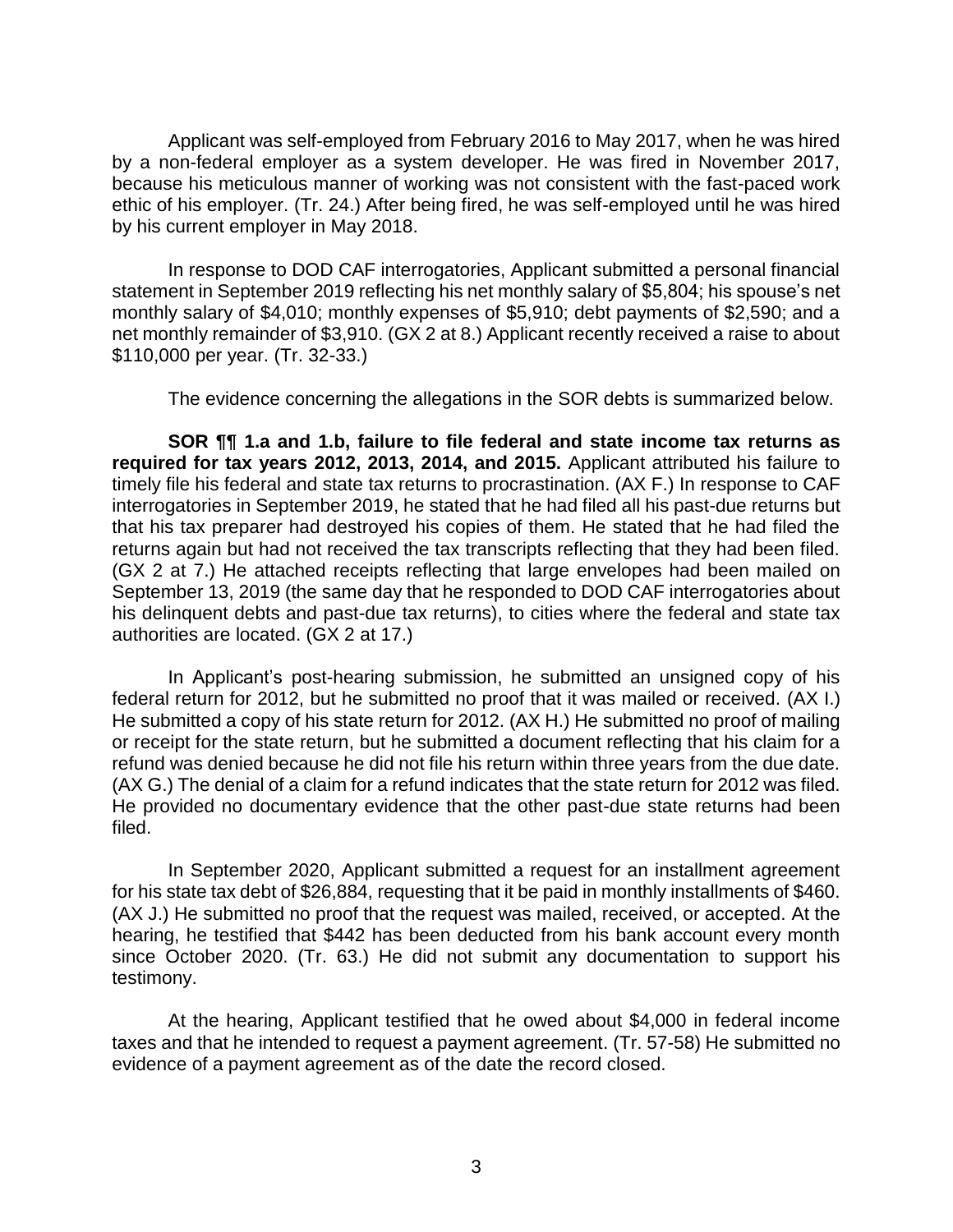Applicant was self-employed from February 2016 to May 2017, when he was hired by a non-federal employer as a system developer. He was fired in November 2017, because his meticulous manner of working was not consistent with the fast-paced work ethic of his employer. (Tr. 24.) After being fired, he was self-employed until he was hired by his current employer in May 2018.

In response to DOD CAF interrogatories, Applicant submitted a personal financial statement in September 2019 reflecting his net monthly salary of $5,804; his spouse's net monthly salary of $4,010; monthly expenses of $5,910; debt payments of $2,590; and a net monthly remainder of $3,910. (GX 2 at 8.) Applicant recently received a raise to about $110,000 per year. (Tr. 32-33.)

The evidence concerning the allegations in the SOR debts is summarized below.

**SOR ¶¶ 1.a and 1.b, failure to file federal and state income tax returns as required for tax years 2012, 2013, 2014, and 2015.** Applicant attributed his failure to timely file his federal and state tax returns to procrastination. (AX F.) In response to CAF interrogatories in September 2019, he stated that he had filed all his past-due returns but that his tax preparer had destroyed his copies of them. He stated that he had filed the returns again but had not received the tax transcripts reflecting that they had been filed. (GX 2 at 7.) He attached receipts reflecting that large envelopes had been mailed on September 13, 2019 (the same day that he responded to DOD CAF interrogatories about his delinquent debts and past-due tax returns), to cities where the federal and state tax authorities are located. (GX 2 at 17.)

In Applicant's post-hearing submission, he submitted an unsigned copy of his federal return for 2012, but he submitted no proof that it was mailed or received. (AX I.) He submitted a copy of his state return for 2012. (AX H.) He submitted no proof of mailing or receipt for the state return, but he submitted a document reflecting that his claim for a refund was denied because he did not file his return within three years from the due date. (AX G.) The denial of a claim for a refund indicates that the state return for 2012 was filed. He provided no documentary evidence that the other past-due state returns had been filed.

In September 2020, Applicant submitted a request for an installment agreement for his state tax debt of $26,884, requesting that it be paid in monthly installments of $460. (AX J.) He submitted no proof that the request was mailed, received, or accepted. At the hearing, he testified that $442 has been deducted from his bank account every month since October 2020. (Tr. 63.) He did not submit any documentation to support his testimony.

At the hearing, Applicant testified that he owed about $4,000 in federal income taxes and that he intended to request a payment agreement. (Tr. 57-58) He submitted no evidence of a payment agreement as of the date the record closed.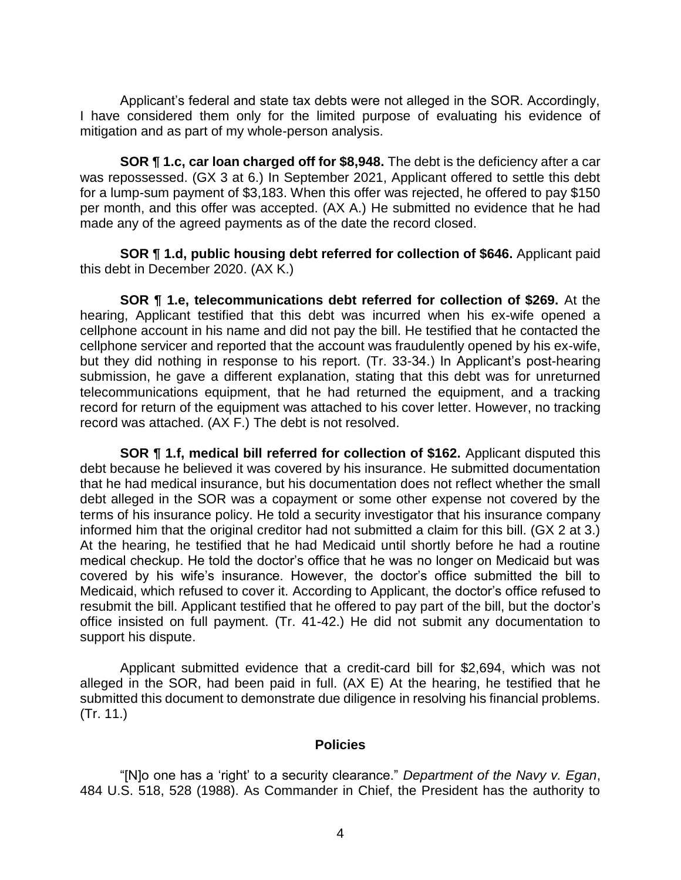Applicant's federal and state tax debts were not alleged in the SOR. Accordingly, I have considered them only for the limited purpose of evaluating his evidence of mitigation and as part of my whole-person analysis.

**SOR ¶ 1.c, car loan charged off for $8,948.** The debt is the deficiency after a car was repossessed. (GX 3 at 6.) In September 2021, Applicant offered to settle this debt for a lump-sum payment of $3,183. When this offer was rejected, he offered to pay $150 per month, and this offer was accepted. (AX A.) He submitted no evidence that he had made any of the agreed payments as of the date the record closed.

**SOR ¶ 1.d, public housing debt referred for collection of $646.** Applicant paid this debt in December 2020. (AX K.)

**SOR ¶ 1.e, telecommunications debt referred for collection of $269.** At the hearing, Applicant testified that this debt was incurred when his ex-wife opened a cellphone account in his name and did not pay the bill. He testified that he contacted the cellphone servicer and reported that the account was fraudulently opened by his ex-wife, but they did nothing in response to his report. (Tr. 33-34.) In Applicant's post-hearing submission, he gave a different explanation, stating that this debt was for unreturned telecommunications equipment, that he had returned the equipment, and a tracking record for return of the equipment was attached to his cover letter. However, no tracking record was attached. (AX F.) The debt is not resolved.

**SOR ¶ 1.f, medical bill referred for collection of $162.** Applicant disputed this debt because he believed it was covered by his insurance. He submitted documentation that he had medical insurance, but his documentation does not reflect whether the small debt alleged in the SOR was a copayment or some other expense not covered by the terms of his insurance policy. He told a security investigator that his insurance company informed him that the original creditor had not submitted a claim for this bill. (GX 2 at 3.) At the hearing, he testified that he had Medicaid until shortly before he had a routine medical checkup. He told the doctor's office that he was no longer on Medicaid but was covered by his wife's insurance. However, the doctor's office submitted the bill to Medicaid, which refused to cover it. According to Applicant, the doctor's office refused to resubmit the bill. Applicant testified that he offered to pay part of the bill, but the doctor's office insisted on full payment. (Tr. 41-42.) He did not submit any documentation to support his dispute.

Applicant submitted evidence that a credit-card bill for $2,694, which was not alleged in the SOR, had been paid in full. (AX E) At the hearing, he testified that he submitted this document to demonstrate due diligence in resolving his financial problems. (Tr. 11.)

## Policies

"[N]o one has a 'right' to a security clearance." *Department of the Navy v. Egan*, 484 U.S. 518, 528 (1988). As Commander in Chief, the President has the authority to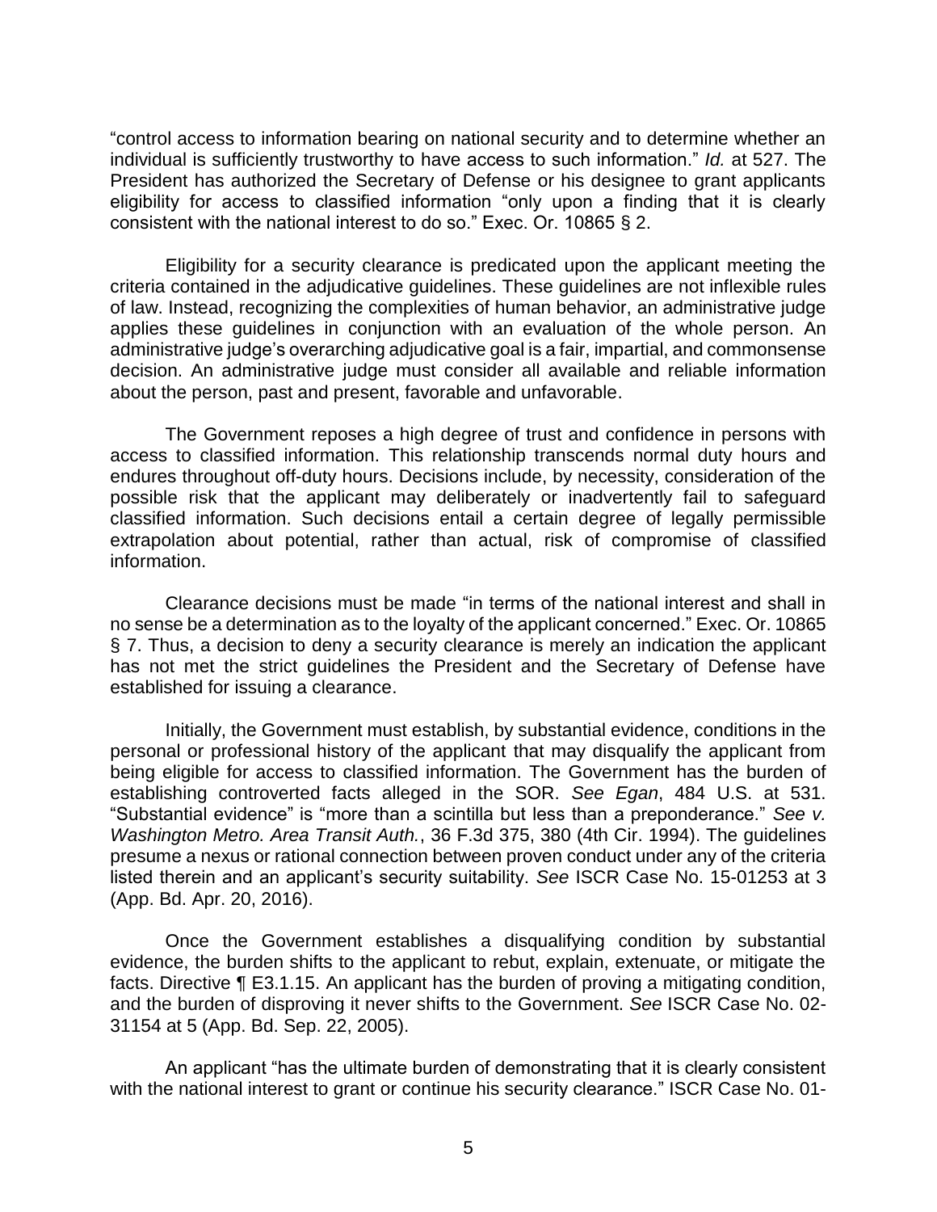"control access to information bearing on national security and to determine whether an individual is sufficiently trustworthy to have access to such information." *Id.* at 527. The President has authorized the Secretary of Defense or his designee to grant applicants eligibility for access to classified information "only upon a finding that it is clearly consistent with the national interest to do so." Exec. Or. 10865 § 2.

Eligibility for a security clearance is predicated upon the applicant meeting the criteria contained in the adjudicative guidelines. These guidelines are not inflexible rules of law. Instead, recognizing the complexities of human behavior, an administrative judge applies these guidelines in conjunction with an evaluation of the whole person. An administrative judge's overarching adjudicative goal is a fair, impartial, and commonsense decision. An administrative judge must consider all available and reliable information about the person, past and present, favorable and unfavorable.

The Government reposes a high degree of trust and confidence in persons with access to classified information. This relationship transcends normal duty hours and endures throughout off-duty hours. Decisions include, by necessity, consideration of the possible risk that the applicant may deliberately or inadvertently fail to safeguard classified information. Such decisions entail a certain degree of legally permissible extrapolation about potential, rather than actual, risk of compromise of classified information.

Clearance decisions must be made "in terms of the national interest and shall in no sense be a determination as to the loyalty of the applicant concerned." Exec. Or. 10865 § 7. Thus, a decision to deny a security clearance is merely an indication the applicant has not met the strict guidelines the President and the Secretary of Defense have established for issuing a clearance.

Initially, the Government must establish, by substantial evidence, conditions in the personal or professional history of the applicant that may disqualify the applicant from being eligible for access to classified information. The Government has the burden of establishing controverted facts alleged in the SOR. *See Egan*, 484 U.S. at 531. "Substantial evidence" is "more than a scintilla but less than a preponderance." *See v. Washington Metro. Area Transit Auth.*, 36 F.3d 375, 380 (4th Cir. 1994). The guidelines presume a nexus or rational connection between proven conduct under any of the criteria listed therein and an applicant's security suitability. *See* ISCR Case No. 15-01253 at 3 (App. Bd. Apr. 20, 2016).

Once the Government establishes a disqualifying condition by substantial evidence, the burden shifts to the applicant to rebut, explain, extenuate, or mitigate the facts. Directive ¶ E3.1.15. An applicant has the burden of proving a mitigating condition, and the burden of disproving it never shifts to the Government. *See* ISCR Case No. 02-31154 at 5 (App. Bd. Sep. 22, 2005).

An applicant "has the ultimate burden of demonstrating that it is clearly consistent with the national interest to grant or continue his security clearance." ISCR Case No. 01-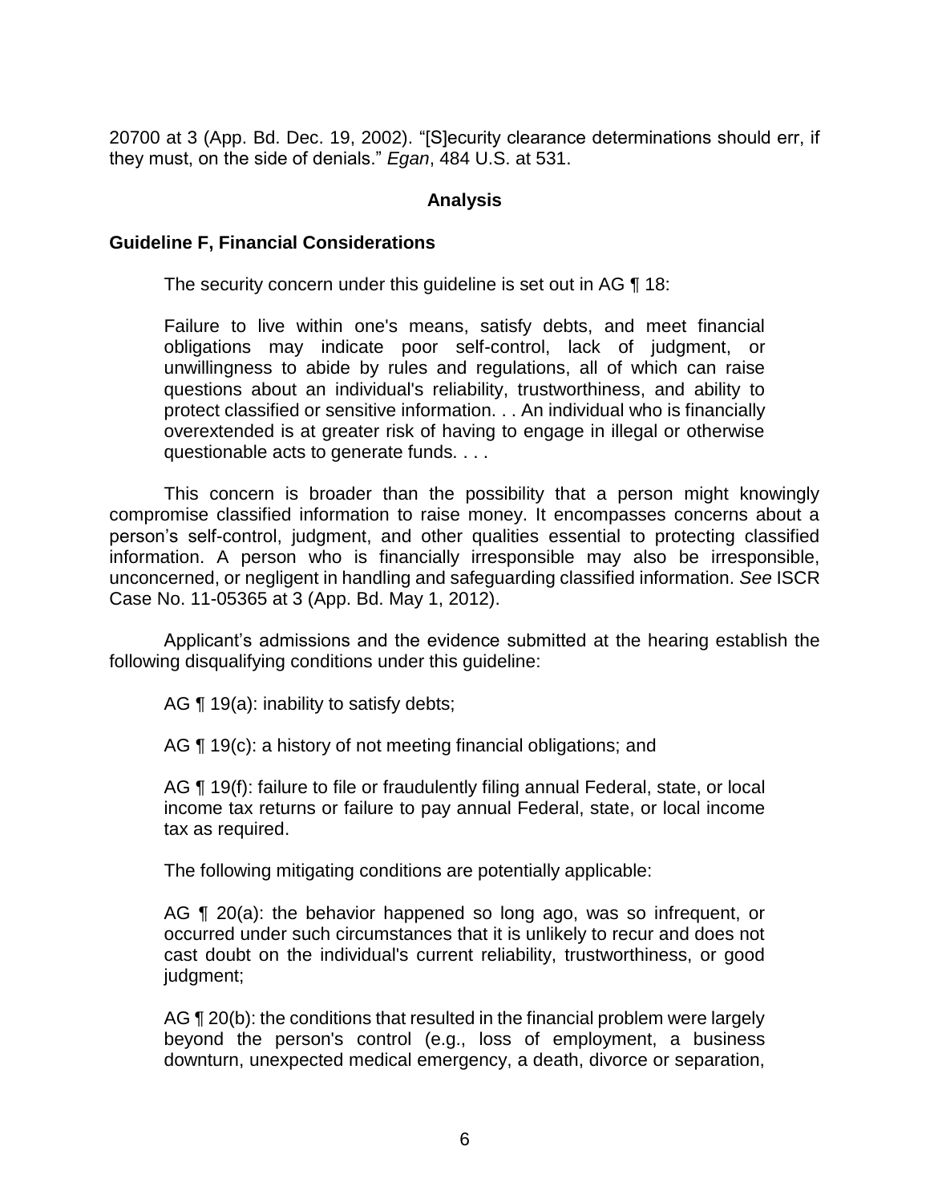20700 at 3 (App. Bd. Dec. 19, 2002). "[S]ecurity clearance determinations should err, if they must, on the side of denials." *Egan*, 484 U.S. at 531.

## Analysis

### Guideline F, Financial Considerations

The security concern under this guideline is set out in AG ¶ 18:

> Failure to live within one's means, satisfy debts, and meet financial obligations may indicate poor self-control, lack of judgment, or unwillingness to abide by rules and regulations, all of which can raise questions about an individual's reliability, trustworthiness, and ability to protect classified or sensitive information. . . An individual who is financially overextended is at greater risk of having to engage in illegal or otherwise questionable acts to generate funds. . . .

This concern is broader than the possibility that a person might knowingly compromise classified information to raise money. It encompasses concerns about a person's self-control, judgment, and other qualities essential to protecting classified information. A person who is financially irresponsible may also be irresponsible, unconcerned, or negligent in handling and safeguarding classified information. *See* ISCR Case No. 11-05365 at 3 (App. Bd. May 1, 2012).

Applicant's admissions and the evidence submitted at the hearing establish the following disqualifying conditions under this guideline:

> AG ¶ 19(a): inability to satisfy debts;
>
> AG ¶ 19(c): a history of not meeting financial obligations; and
>
> AG ¶ 19(f): failure to file or fraudulently filing annual Federal, state, or local income tax returns or failure to pay annual Federal, state, or local income tax as required.

The following mitigating conditions are potentially applicable:

> AG ¶ 20(a): the behavior happened so long ago, was so infrequent, or occurred under such circumstances that it is unlikely to recur and does not cast doubt on the individual's current reliability, trustworthiness, or good judgment;
>
> AG ¶ 20(b): the conditions that resulted in the financial problem were largely beyond the person's control (e.g., loss of employment, a business downturn, unexpected medical emergency, a death, divorce or separation,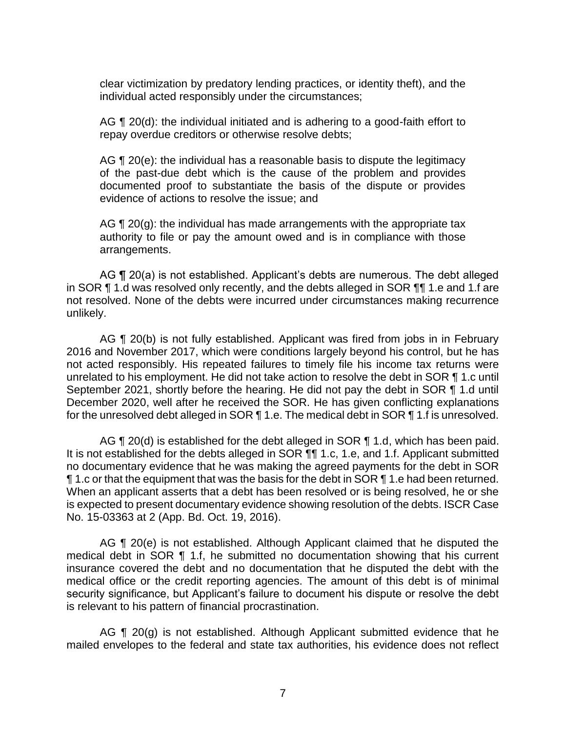clear victimization by predatory lending practices, or identity theft), and the individual acted responsibly under the circumstances;

AG ¶ 20(d): the individual initiated and is adhering to a good-faith effort to repay overdue creditors or otherwise resolve debts;

AG ¶ 20(e): the individual has a reasonable basis to dispute the legitimacy of the past-due debt which is the cause of the problem and provides documented proof to substantiate the basis of the dispute or provides evidence of actions to resolve the issue; and

AG ¶ 20(g): the individual has made arrangements with the appropriate tax authority to file or pay the amount owed and is in compliance with those arrangements.

AG ¶ 20(a) is not established. Applicant's debts are numerous. The debt alleged in SOR ¶ 1.d was resolved only recently, and the debts alleged in SOR ¶¶ 1.e and 1.f are not resolved. None of the debts were incurred under circumstances making recurrence unlikely.

AG ¶ 20(b) is not fully established. Applicant was fired from jobs in in February 2016 and November 2017, which were conditions largely beyond his control, but he has not acted responsibly. His repeated failures to timely file his income tax returns were unrelated to his employment. He did not take action to resolve the debt in SOR ¶ 1.c until September 2021, shortly before the hearing. He did not pay the debt in SOR ¶ 1.d until December 2020, well after he received the SOR. He has given conflicting explanations for the unresolved debt alleged in SOR ¶ 1.e. The medical debt in SOR ¶ 1.f is unresolved.

AG ¶ 20(d) is established for the debt alleged in SOR ¶ 1.d, which has been paid. It is not established for the debts alleged in SOR ¶¶ 1.c, 1.e, and 1.f. Applicant submitted no documentary evidence that he was making the agreed payments for the debt in SOR ¶ 1.c or that the equipment that was the basis for the debt in SOR ¶ 1.e had been returned. When an applicant asserts that a debt has been resolved or is being resolved, he or she is expected to present documentary evidence showing resolution of the debts. ISCR Case No. 15-03363 at 2 (App. Bd. Oct. 19, 2016).

AG ¶ 20(e) is not established. Although Applicant claimed that he disputed the medical debt in SOR ¶ 1.f, he submitted no documentation showing that his current insurance covered the debt and no documentation that he disputed the debt with the medical office or the credit reporting agencies. The amount of this debt is of minimal security significance, but Applicant's failure to document his dispute or resolve the debt is relevant to his pattern of financial procrastination.

AG ¶ 20(g) is not established. Although Applicant submitted evidence that he mailed envelopes to the federal and state tax authorities, his evidence does not reflect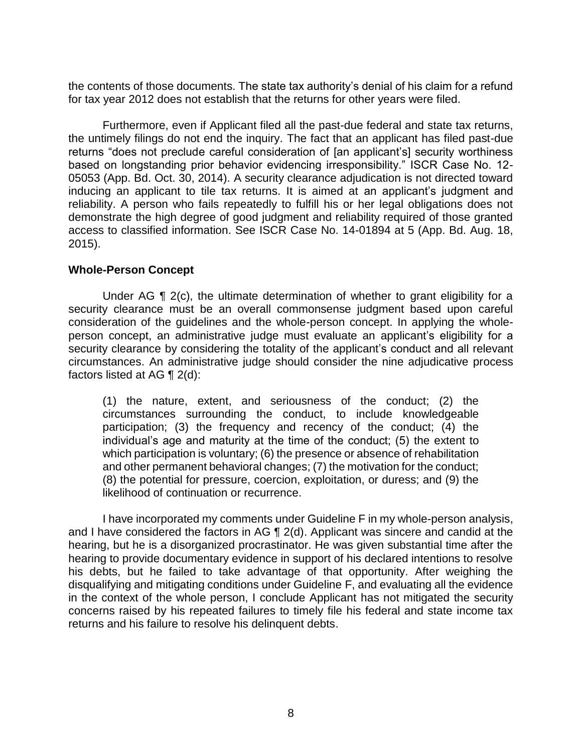the contents of those documents. The state tax authority's denial of his claim for a refund for tax year 2012 does not establish that the returns for other years were filed.

Furthermore, even if Applicant filed all the past-due federal and state tax returns, the untimely filings do not end the inquiry. The fact that an applicant has filed past-due returns "does not preclude careful consideration of [an applicant's] security worthiness based on longstanding prior behavior evidencing irresponsibility." ISCR Case No. 12-05053 (App. Bd. Oct. 30, 2014). A security clearance adjudication is not directed toward inducing an applicant to tile tax returns. It is aimed at an applicant's judgment and reliability. A person who fails repeatedly to fulfill his or her legal obligations does not demonstrate the high degree of good judgment and reliability required of those granted access to classified information. See ISCR Case No. 14-01894 at 5 (App. Bd. Aug. 18, 2015).

**Whole-Person Concept**

Under AG ¶ 2(c), the ultimate determination of whether to grant eligibility for a security clearance must be an overall commonsense judgment based upon careful consideration of the guidelines and the whole-person concept. In applying the whole-person concept, an administrative judge must evaluate an applicant's eligibility for a security clearance by considering the totality of the applicant's conduct and all relevant circumstances. An administrative judge should consider the nine adjudicative process factors listed at AG ¶ 2(d):

> (1) the nature, extent, and seriousness of the conduct; (2) the circumstances surrounding the conduct, to include knowledgeable participation; (3) the frequency and recency of the conduct; (4) the individual's age and maturity at the time of the conduct; (5) the extent to which participation is voluntary; (6) the presence or absence of rehabilitation and other permanent behavioral changes; (7) the motivation for the conduct; (8) the potential for pressure, coercion, exploitation, or duress; and (9) the likelihood of continuation or recurrence.

I have incorporated my comments under Guideline F in my whole-person analysis, and I have considered the factors in AG ¶ 2(d). Applicant was sincere and candid at the hearing, but he is a disorganized procrastinator. He was given substantial time after the hearing to provide documentary evidence in support of his declared intentions to resolve his debts, but he failed to take advantage of that opportunity. After weighing the disqualifying and mitigating conditions under Guideline F, and evaluating all the evidence in the context of the whole person, I conclude Applicant has not mitigated the security concerns raised by his repeated failures to timely file his federal and state income tax returns and his failure to resolve his delinquent debts.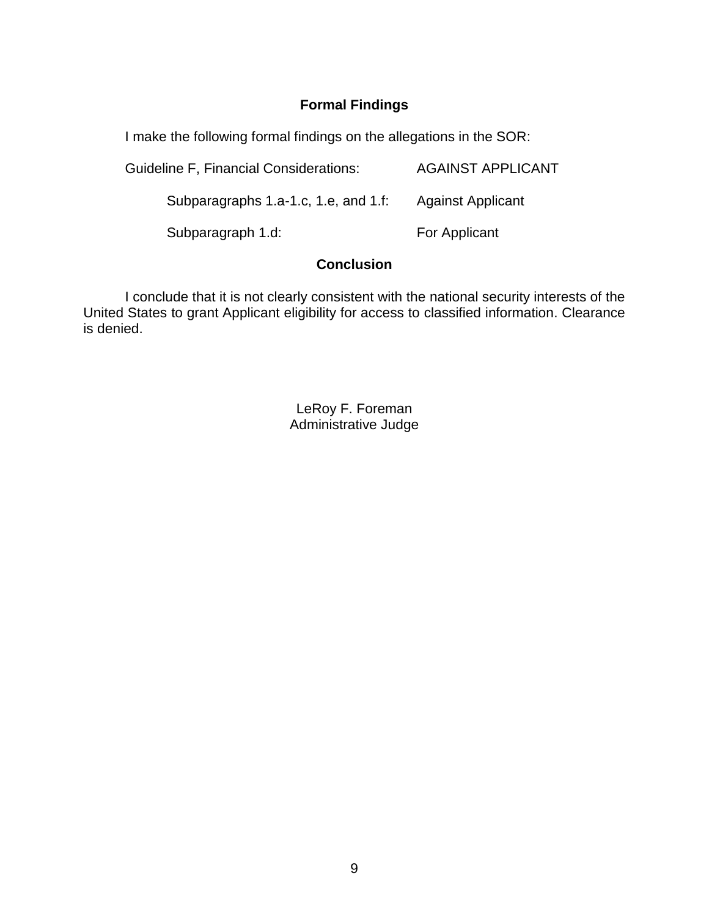## Formal Findings

I make the following formal findings on the allegations in the SOR:

| | |
|---|---|
| Guideline F, Financial Considerations: | AGAINST APPLICANT |
| Subparagraphs 1.a-1.c, 1.e, and 1.f: | Against Applicant |
| Subparagraph 1.d: | For Applicant |

## Conclusion

I conclude that it is not clearly consistent with the national security interests of the United States to grant Applicant eligibility for access to classified information. Clearance is denied.

LeRoy F. Foreman
Administrative Judge